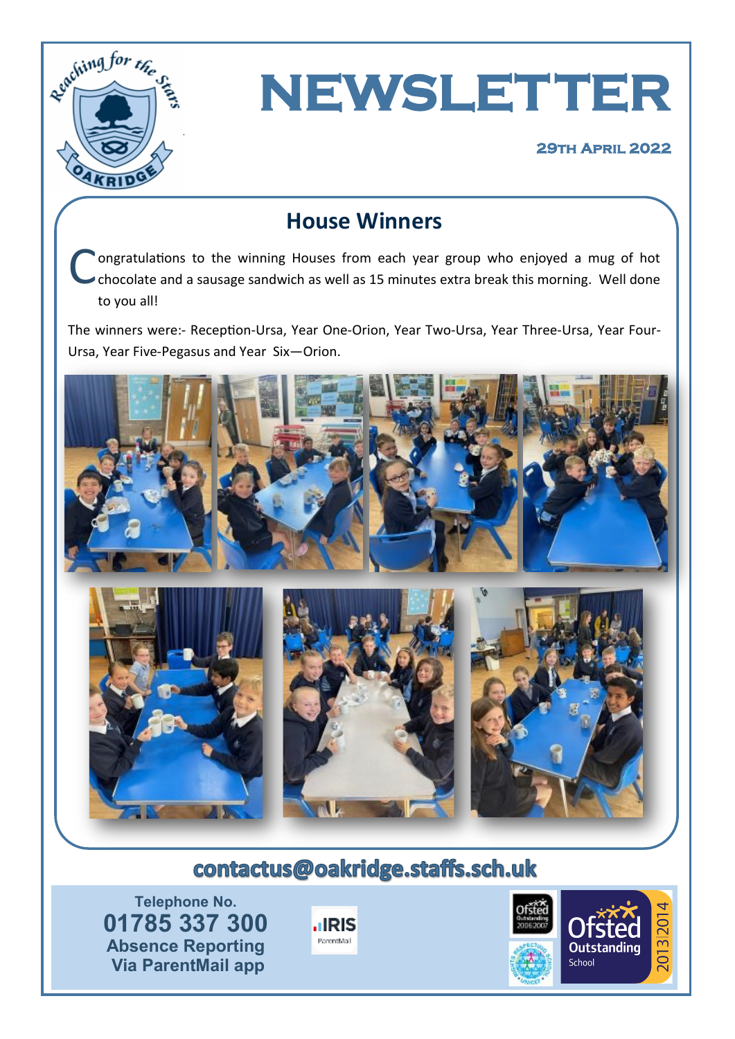# NEWSLETTER

**29th April 2022**

## House Winners

Congratulations to the winning Houses from each year group who enjoyed a mug of hot chocolate and a sausage sandwich as well as 15 minutes extra break this morning. Well done to you all!

The winners were:- Reception-Ursa, Year One-Orion, Year Two-Ursa, Year Three-Ursa, Year Four-Ursa, Year Five-Pegasus and Year Six—Orion.

**contactus@oakridge.staffs.sch.uk**

**Telephone No.**
**01785 337 300**
**Absence Reporting Via ParentMail app**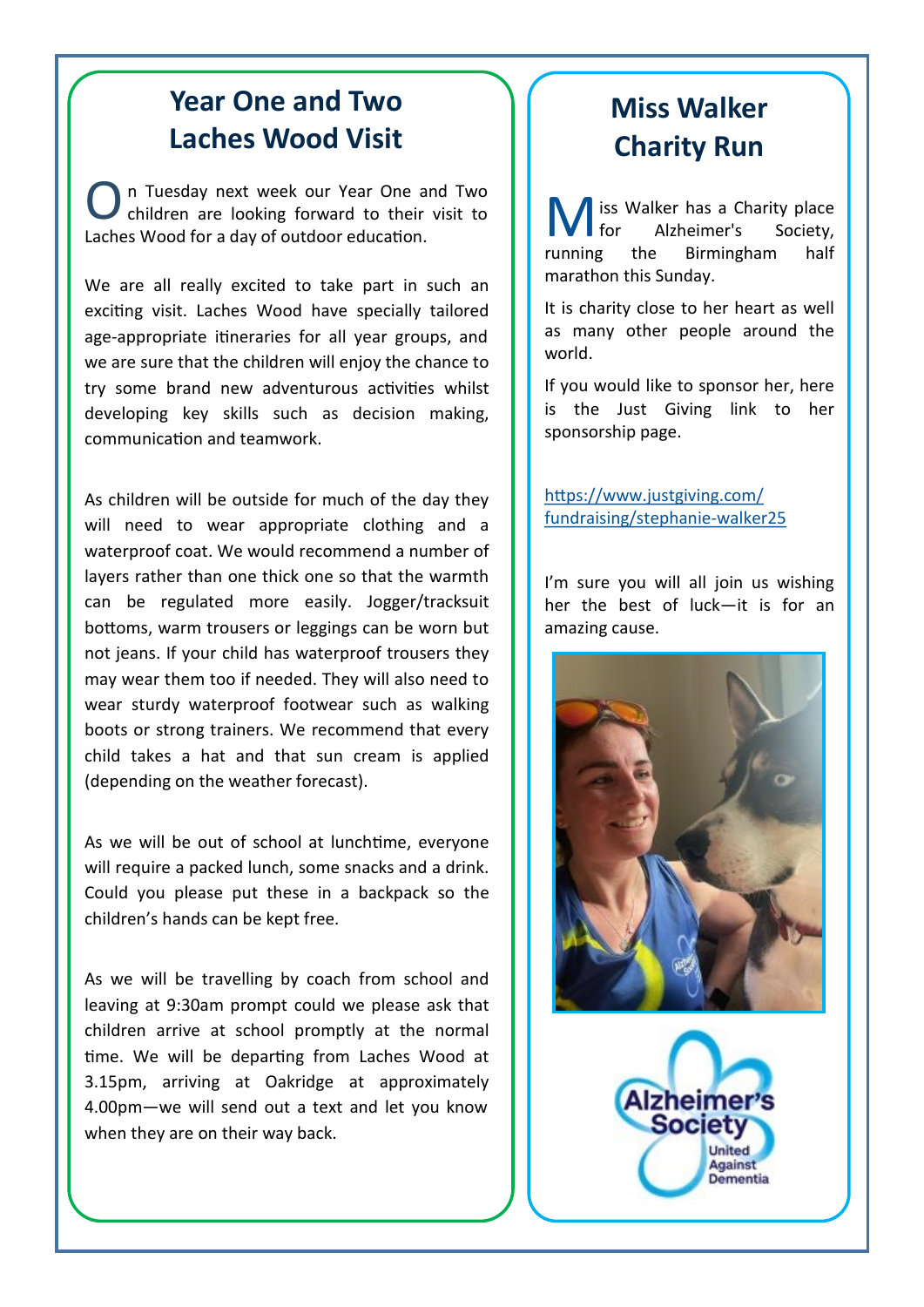## Year One and Two Laches Wood Visit

On Tuesday next week our Year One and Two children are looking forward to their visit to Laches Wood for a day of outdoor education.

We are all really excited to take part in such an exciting visit. Laches Wood have specially tailored age-appropriate itineraries for all year groups, and we are sure that the children will enjoy the chance to try some brand new adventurous activities whilst developing key skills such as decision making, communication and teamwork.

As children will be outside for much of the day they will need to wear appropriate clothing and a waterproof coat. We would recommend a number of layers rather than one thick one so that the warmth can be regulated more easily. Jogger/tracksuit bottoms, warm trousers or leggings can be worn but not jeans. If your child has waterproof trousers they may wear them too if needed. They will also need to wear sturdy waterproof footwear such as walking boots or strong trainers. We recommend that every child takes a hat and that sun cream is applied (depending on the weather forecast).

As we will be out of school at lunchtime, everyone will require a packed lunch, some snacks and a drink. Could you please put these in a backpack so the children's hands can be kept free.

As we will be travelling by coach from school and leaving at 9:30am prompt could we please ask that children arrive at school promptly at the normal time. We will be departing from Laches Wood at 3.15pm, arriving at Oakridge at approximately 4.00pm—we will send out a text and let you know when they are on their way back.

## Miss Walker Charity Run

Miss Walker has a Charity place for Alzheimer's Society, running the Birmingham half marathon this Sunday.

It is charity close to her heart as well as many other people around the world.

If you would like to sponsor her, here is the Just Giving link to her sponsorship page.

https://www.justgiving.com/fundraising/stephanie-walker25

I'm sure you will all join us wishing her the best of luck—it is for an amazing cause.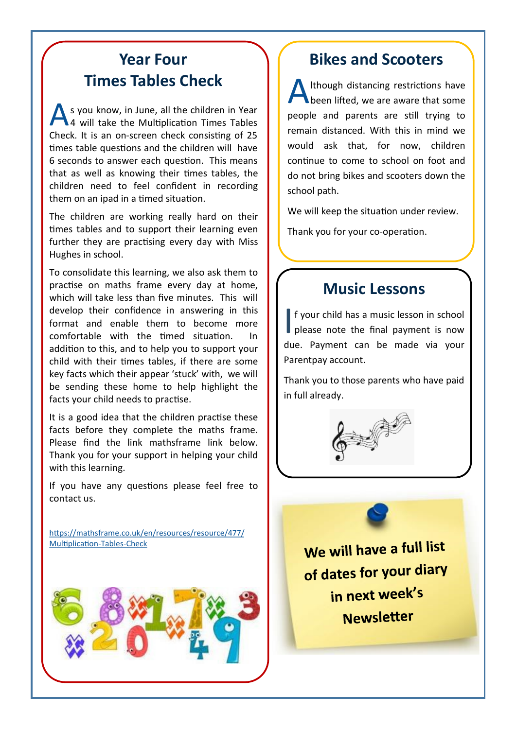## Year Four Times Tables Check

As you know, in June, all the children in Year 4 will take the Multiplication Times Tables Check. It is an on-screen check consisting of 25 times table questions and the children will have 6 seconds to answer each question. This means that as well as knowing their times tables, the children need to feel confident in recording them on an ipad in a timed situation.

The children are working really hard on their times tables and to support their learning even further they are practising every day with Miss Hughes in school.

To consolidate this learning, we also ask them to practise on maths frame every day at home, which will take less than five minutes. This will develop their confidence in answering in this format and enable them to become more comfortable with the timed situation. In addition to this, and to help you to support your child with their times tables, if there are some key facts which their appear 'stuck' with, we will be sending these home to help highlight the facts your child needs to practise.

It is a good idea that the children practise these facts before they complete the maths frame. Please find the link mathsframe link below. Thank you for your support in helping your child with this learning.

If you have any questions please feel free to contact us.

https://mathsframe.co.uk/en/resources/resource/477/Multiplication-Tables-Check

## Bikes and Scooters

Although distancing restrictions have been lifted, we are aware that some people and parents are still trying to remain distanced. With this in mind we would ask that, for now, children continue to come to school on foot and do not bring bikes and scooters down the school path.

We will keep the situation under review.

Thank you for your co-operation.

## Music Lessons

If your child has a music lesson in school please note the final payment is now due. Payment can be made via your Parentpay account.

Thank you to those parents who have paid in full already.

**We will have a full list of dates for your diary in next week's Newsletter**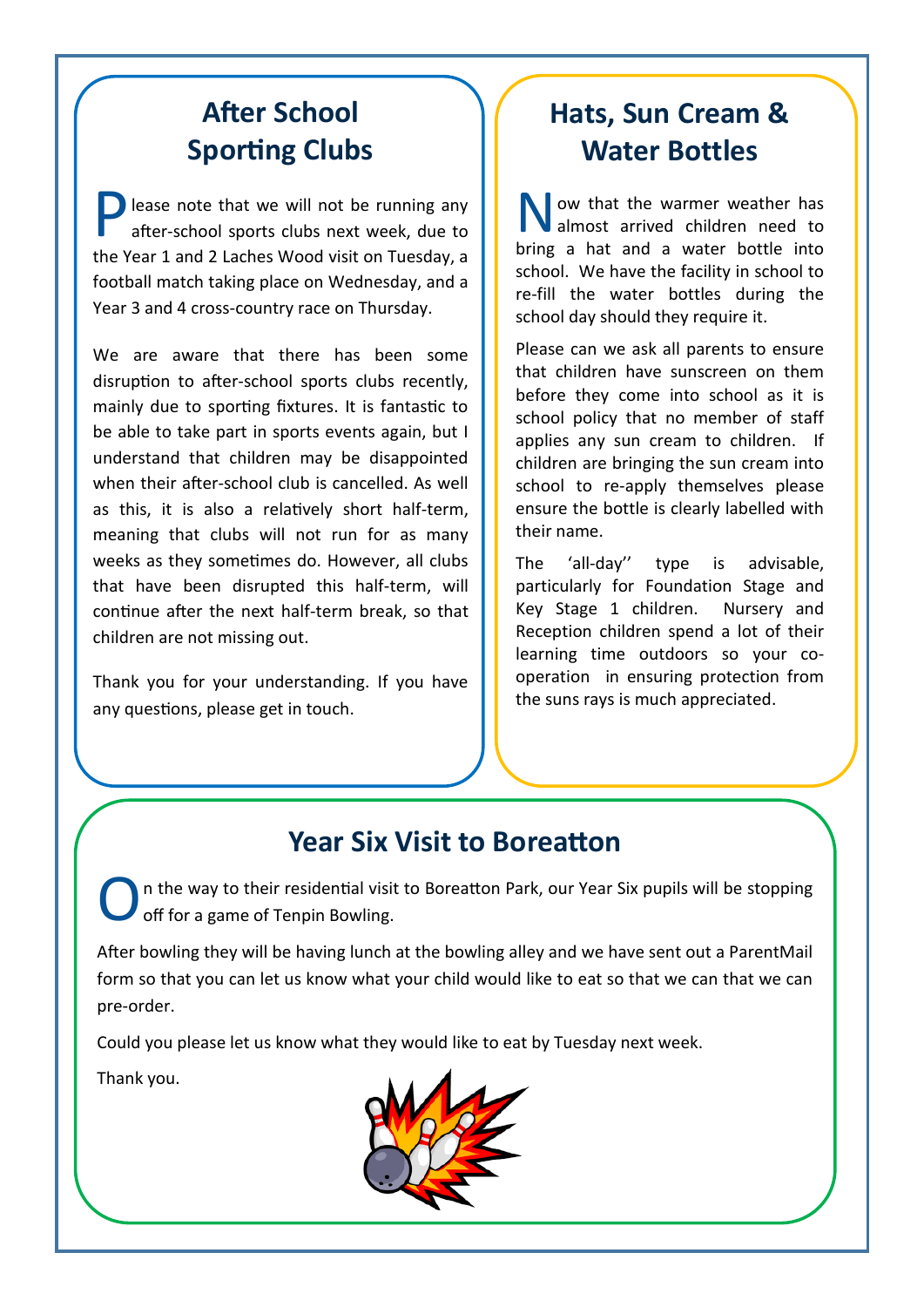## After School Sporting Clubs

Please note that we will not be running any after-school sports clubs next week, due to the Year 1 and 2 Laches Wood visit on Tuesday, a football match taking place on Wednesday, and a Year 3 and 4 cross-country race on Thursday.

We are aware that there has been some disruption to after-school sports clubs recently, mainly due to sporting fixtures. It is fantastic to be able to take part in sports events again, but I understand that children may be disappointed when their after-school club is cancelled. As well as this, it is also a relatively short half-term, meaning that clubs will not run for as many weeks as they sometimes do. However, all clubs that have been disrupted this half-term, will continue after the next half-term break, so that children are not missing out.

Thank you for your understanding. If you have any questions, please get in touch.

## Hats, Sun Cream & Water Bottles

Now that the warmer weather has almost arrived children need to bring a hat and a water bottle into school. We have the facility in school to re-fill the water bottles during the school day should they require it.

Please can we ask all parents to ensure that children have sunscreen on them before they come into school as it is school policy that no member of staff applies any sun cream to children. If children are bringing the sun cream into school to re-apply themselves please ensure the bottle is clearly labelled with their name.

The 'all-day'' type is advisable, particularly for Foundation Stage and Key Stage 1 children. Nursery and Reception children spend a lot of their learning time outdoors so your co-operation in ensuring protection from the suns rays is much appreciated.

## Year Six Visit to Boreatton

On the way to their residential visit to Boreatton Park, our Year Six pupils will be stopping off for a game of Tenpin Bowling.

After bowling they will be having lunch at the bowling alley and we have sent out a ParentMail form so that you can let us know what your child would like to eat so that we can that we can pre-order.

Could you please let us know what they would like to eat by Tuesday next week.

Thank you.